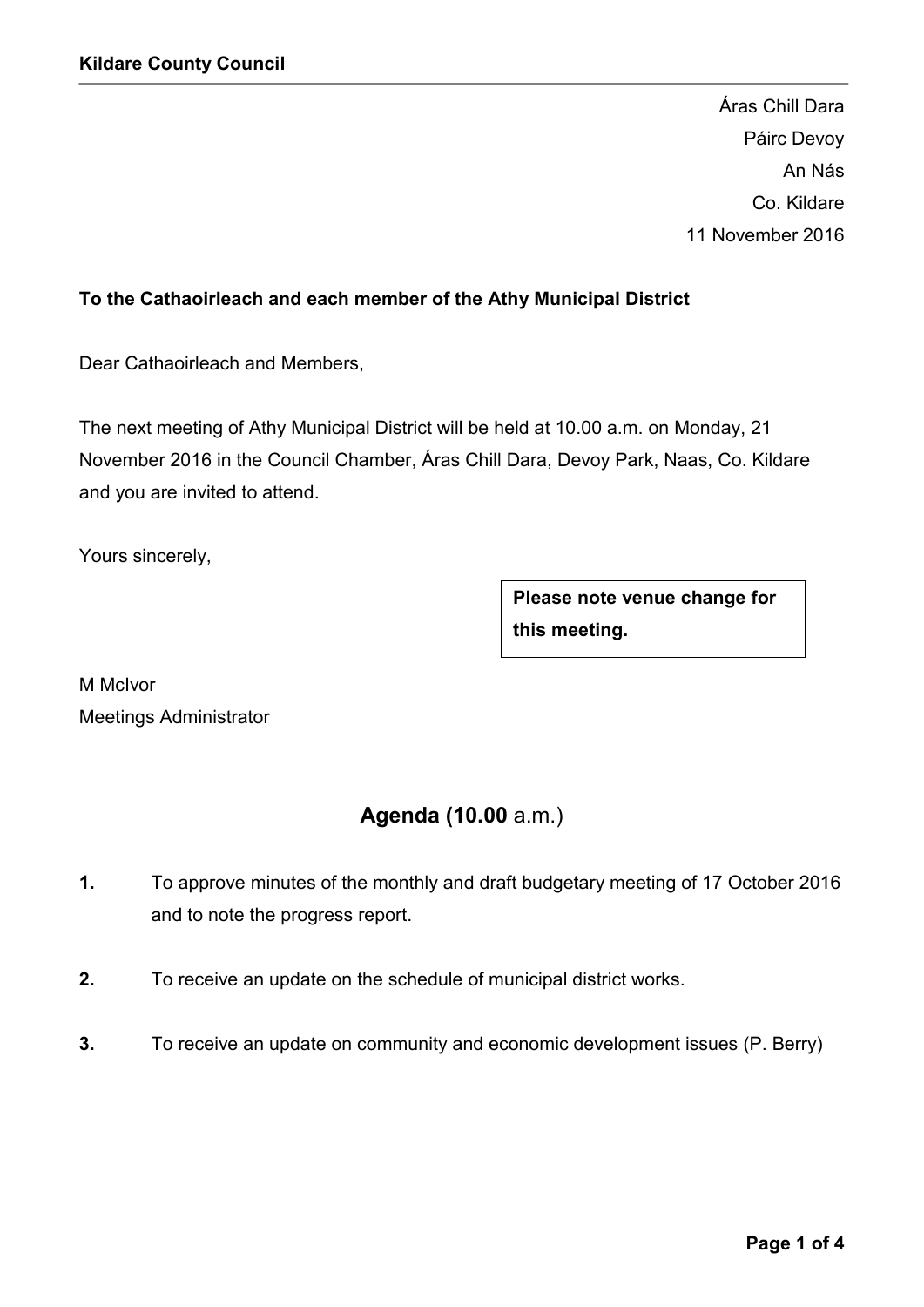**Kildare County Council**

Áras Chill Dara
Páirc Devoy
An Nás
Co. Kildare
11 November 2016

**To the Cathaoirleach and each member of the Athy Municipal District**

Dear Cathaoirleach and Members,

The next meeting of Athy Municipal District will be held at 10.00 a.m. on Monday, 21 November 2016 in the Council Chamber, Áras Chill Dara, Devoy Park, Naas, Co. Kildare and you are invited to attend.

Yours sincerely,

**Please note venue change for this meeting.**

M McIvor
Meetings Administrator

## Agenda (10.00 a.m.)

**1.** To approve minutes of the monthly and draft budgetary meeting of 17 October 2016 and to note the progress report.

**2.** To receive an update on the schedule of municipal district works.

**3.** To receive an update on community and economic development issues (P. Berry)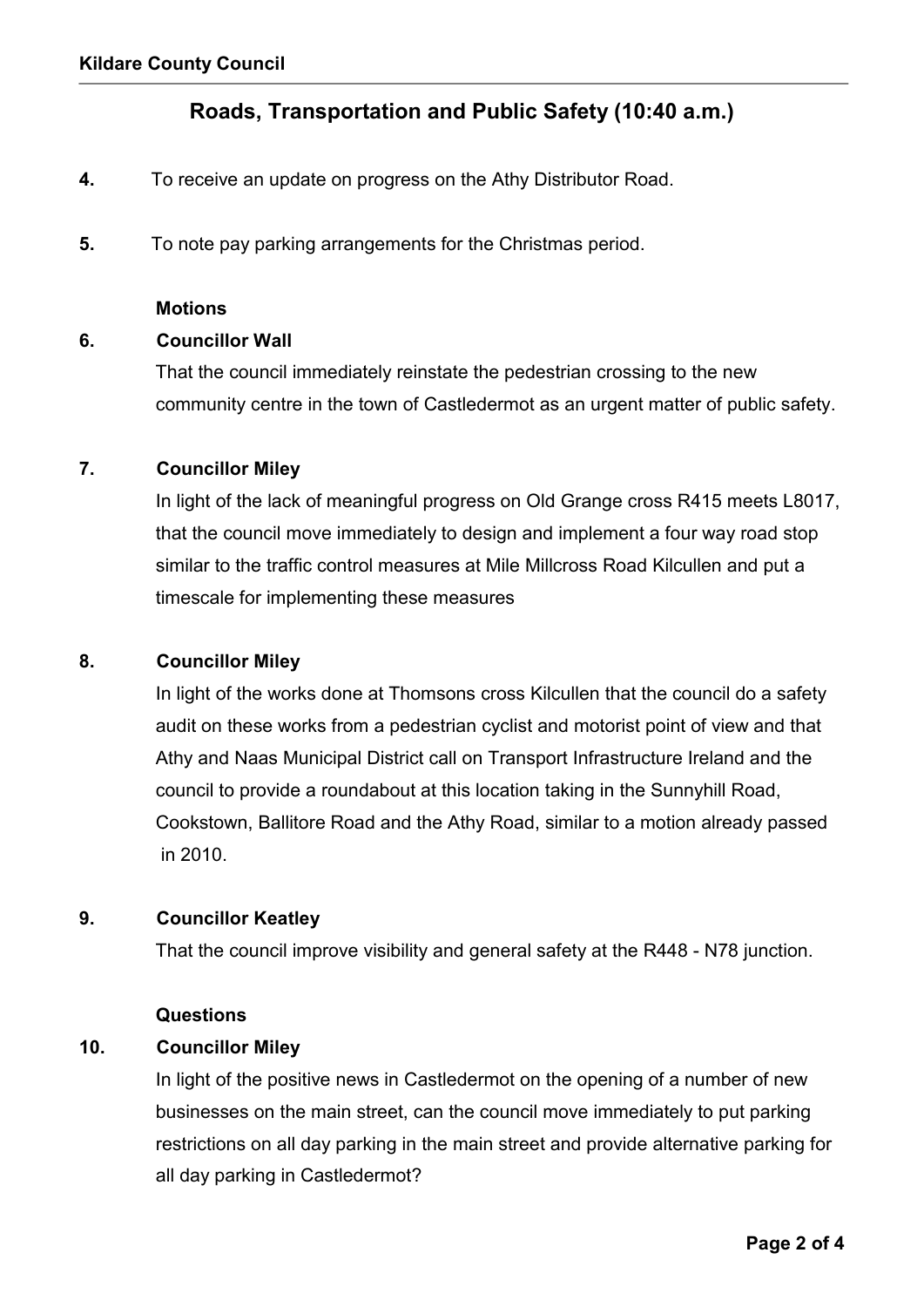## Roads, Transportation and Public Safety (10:40 a.m.)

**4.** To receive an update on progress on the Athy Distributor Road.

**5.** To note pay parking arrangements for the Christmas period.

**Motions**

**6. Councillor Wall**

That the council immediately reinstate the pedestrian crossing to the new community centre in the town of Castledermot as an urgent matter of public safety.

**7. Councillor Miley**

In light of the lack of meaningful progress on Old Grange cross R415 meets L8017, that the council move immediately to design and implement a four way road stop similar to the traffic control measures at Mile Millcross Road Kilcullen and put a timescale for implementing these measures

**8. Councillor Miley**

In light of the works done at Thomsons cross Kilcullen that the council do a safety audit on these works from a pedestrian cyclist and motorist point of view and that Athy and Naas Municipal District call on Transport Infrastructure Ireland and the council to provide a roundabout at this location taking in the Sunnyhill Road, Cookstown, Ballitore Road and the Athy Road, similar to a motion already passed in 2010.

**9. Councillor Keatley**

That the council improve visibility and general safety at the R448 - N78 junction.

**Questions**

**10. Councillor Miley**

In light of the positive news in Castledermot on the opening of a number of new businesses on the main street, can the council move immediately to put parking restrictions on all day parking in the main street and provide alternative parking for all day parking in Castledermot?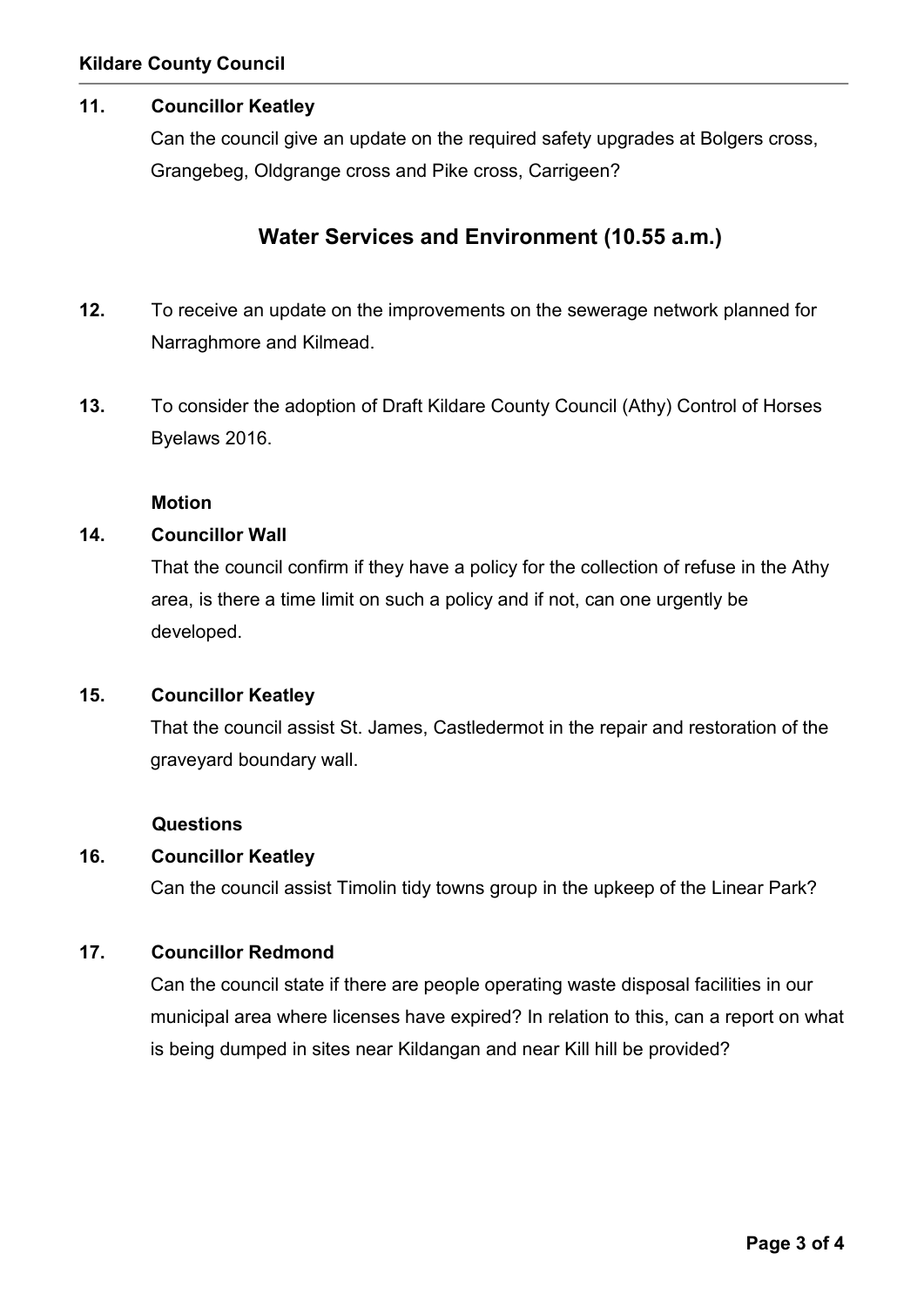**11. Councillor Keatley**

Can the council give an update on the required safety upgrades at Bolgers cross, Grangebeg, Oldgrange cross and Pike cross, Carrigeen?

## Water Services and Environment (10.55 a.m.)

**12.** To receive an update on the improvements on the sewerage network planned for Narraghmore and Kilmead.

**13.** To consider the adoption of Draft Kildare County Council (Athy) Control of Horses Byelaws 2016.

**Motion**

**14. Councillor Wall**

That the council confirm if they have a policy for the collection of refuse in the Athy area, is there a time limit on such a policy and if not, can one urgently be developed.

**15. Councillor Keatley**

That the council assist St. James, Castledermot in the repair and restoration of the graveyard boundary wall.

**Questions**

**16. Councillor Keatley**

Can the council assist Timolin tidy towns group in the upkeep of the Linear Park?

**17. Councillor Redmond**

Can the council state if there are people operating waste disposal facilities in our municipal area where licenses have expired? In relation to this, can a report on what is being dumped in sites near Kildangan and near Kill hill be provided?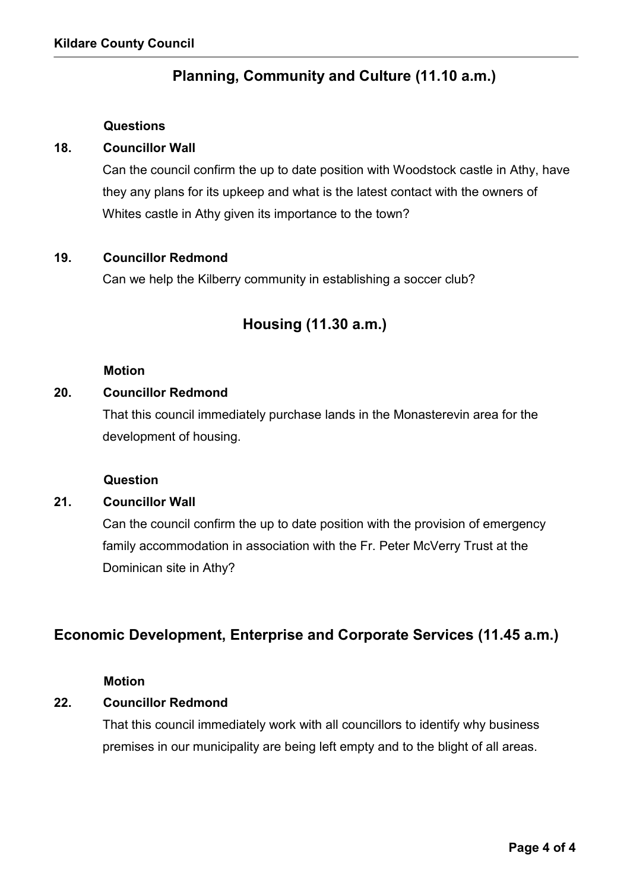## Planning, Community and Culture (11.10 a.m.)

**Questions**

**18. Councillor Wall**

Can the council confirm the up to date position with Woodstock castle in Athy, have they any plans for its upkeep and what is the latest contact with the owners of Whites castle in Athy given its importance to the town?

**19. Councillor Redmond**

Can we help the Kilberry community in establishing a soccer club?

## Housing (11.30 a.m.)

**Motion**

**20. Councillor Redmond**

That this council immediately purchase lands in the Monasterevin area for the development of housing.

**Question**

**21. Councillor Wall**

Can the council confirm the up to date position with the provision of emergency family accommodation in association with the Fr. Peter McVerry Trust at the Dominican site in Athy?

## Economic Development, Enterprise and Corporate Services (11.45 a.m.)

**Motion**

**22. Councillor Redmond**

That this council immediately work with all councillors to identify why business premises in our municipality are being left empty and to the blight of all areas.